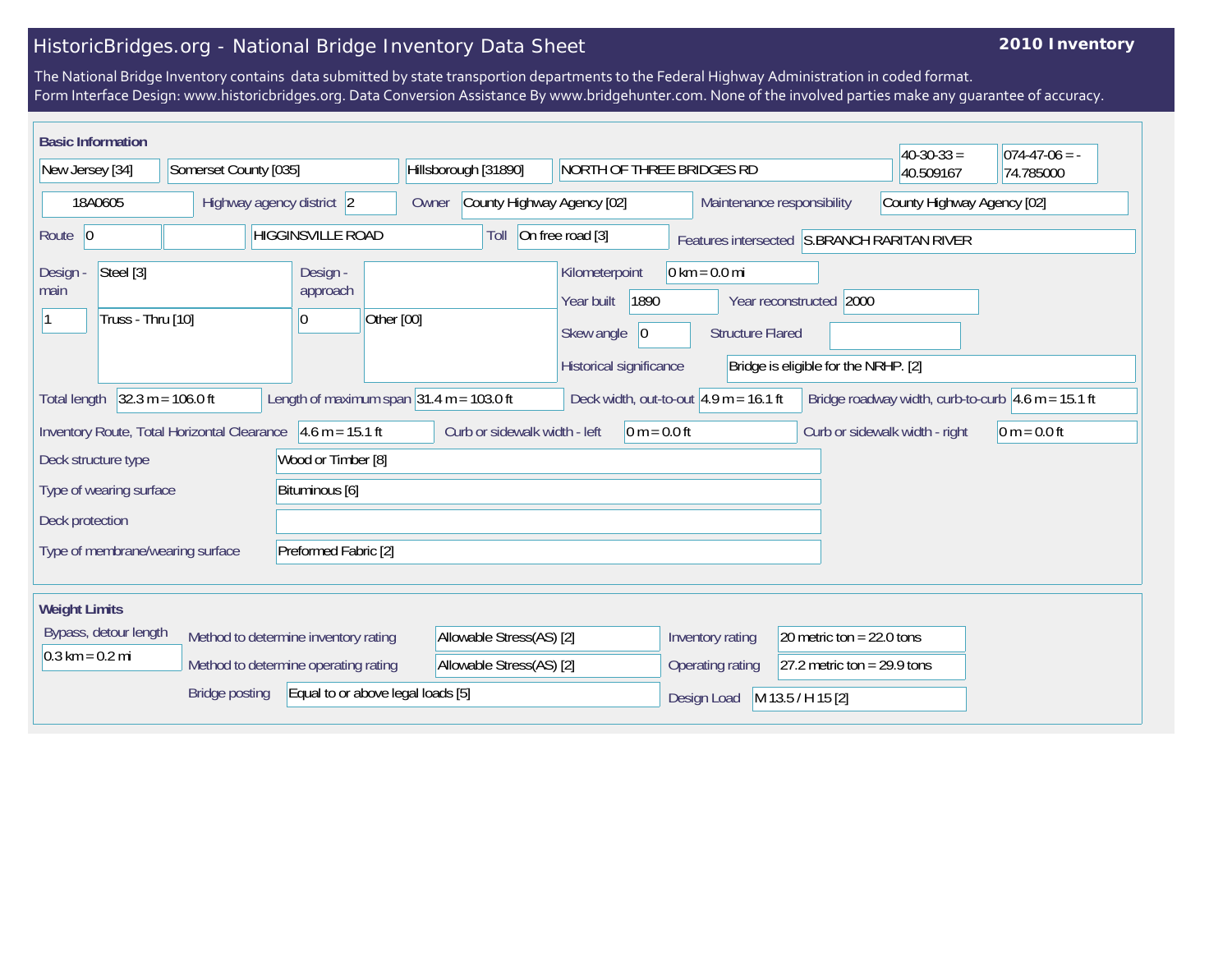# HistoricBridges.org - National Bridge Inventory Data Sheet

**2010 Inventory**

The National Bridge Inventory contains data submitted by state transportion departments to the Federal Highway Administration in coded format.
Form Interface Design: www.historicbridges.org. Data Conversion Assistance By www.bridgehunter.com. None of the involved parties make any guarantee of accuracy.

## Basic Information

| | |
|---|---|
| State | New Jersey [34] |
| County | Somerset County [035] |
| Place | Hillsborough [31890] |
| Location | NORTH OF THREE BRIDGES RD |
| Latitude | 40-30-33 = 40.509167 |
| Longitude | 074-47-06 = -74.785000 |
| Structure Number | 18A0605 |
| Highway agency district | 2 |
| Owner | County Highway Agency [02] |
| Maintenance responsibility | County Highway Agency [02] |
| Route | 0 |
| Facility carried | HIGGINSVILLE ROAD |
| Toll | On free road [3] |
| Features intersected | S.BRANCH RARITAN RIVER |
| Design - main | Steel [3] |
| Design - main (spans) | 1 |
| Design - main (type) | Truss - Thru [10] |
| Design - approach | |
| Design - approach (spans) | 0 |
| Design - approach (type) | Other [00] |
| Kilometerpoint | 0 km = 0.0 mi |
| Year built | 1890 |
| Year reconstructed | 2000 |
| Skew angle | 0 |
| Structure Flared | |
| Historical significance | Bridge is eligible for the NRHP. [2] |
| Total length | 32.3 m = 106.0 ft |
| Length of maximum span | 31.4 m = 103.0 ft |
| Deck width, out-to-out | 4.9 m = 16.1 ft |
| Bridge roadway width, curb-to-curb | 4.6 m = 15.1 ft |
| Inventory Route, Total Horizontal Clearance | 4.6 m = 15.1 ft |
| Curb or sidewalk width - left | 0 m = 0.0 ft |
| Curb or sidewalk width - right | 0 m = 0.0 ft |
| Deck structure type | Wood or Timber [8] |
| Type of wearing surface | Bituminous [6] |
| Deck protection | |
| Type of membrane/wearing surface | Preformed Fabric [2] |

## Weight Limits

| | |
|---|---|
| Bypass, detour length | 0.3 km = 0.2 mi |
| Method to determine inventory rating | Allowable Stress(AS) [2] |
| Method to determine operating rating | Allowable Stress(AS) [2] |
| Bridge posting | Equal to or above legal loads [5] |
| Inventory rating | 20 metric ton = 22.0 tons |
| Operating rating | 27.2 metric ton = 29.9 tons |
| Design Load | M 13.5 / H 15 [2] |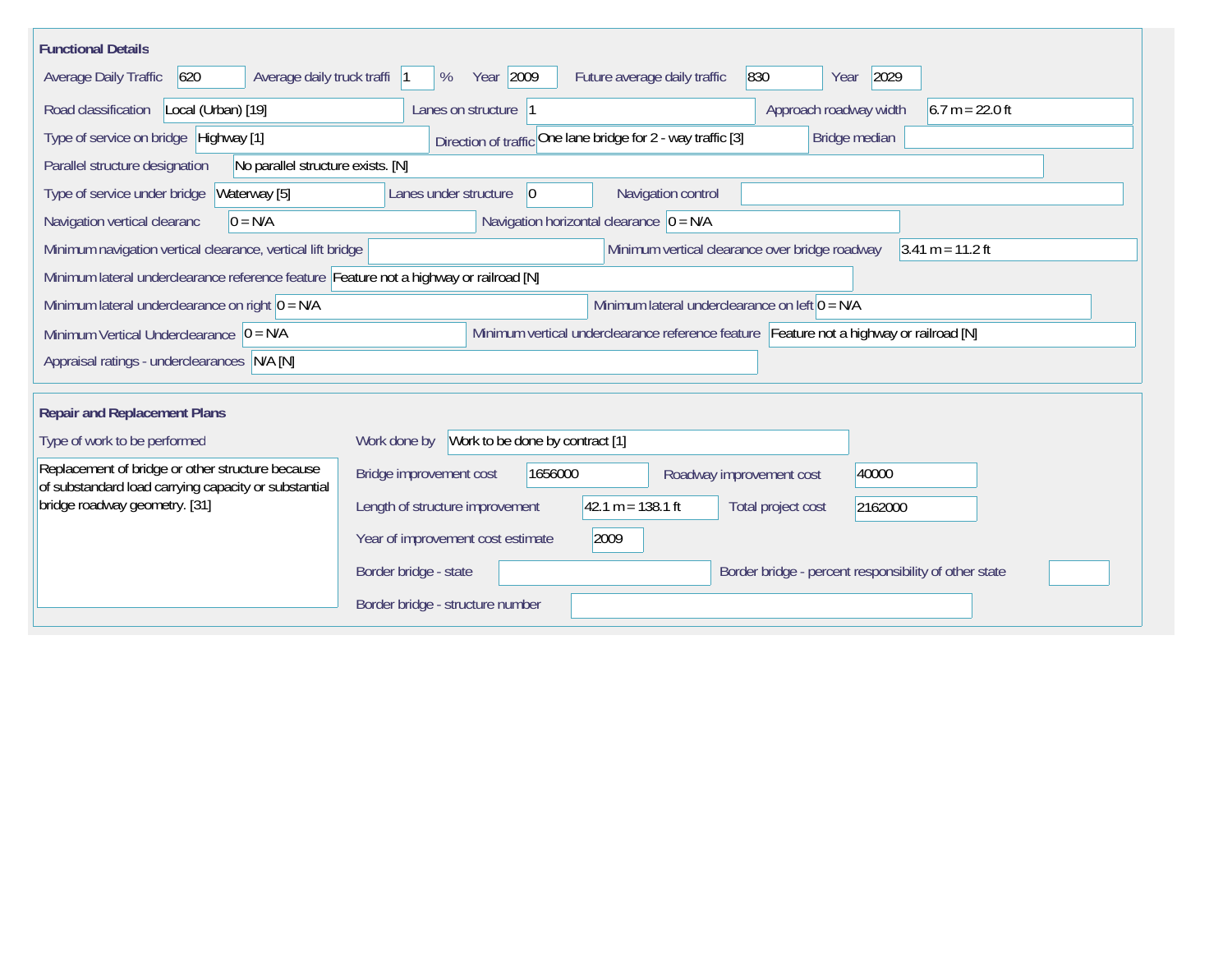## Functional Details

Average Daily Traffic: 620
Average daily truck traffi: 1 %
Year: 2009
Future average daily traffic: 830
Year: 2029

Road classification: Local (Urban) [19]
Lanes on structure: 1
Approach roadway width: 6.7 m = 22.0 ft

Type of service on bridge: Highway [1]
Direction of traffic: One lane bridge for 2 - way traffic [3]
Bridge median:

Parallel structure designation: No parallel structure exists. [N]

Type of service under bridge: Waterway [5]
Lanes under structure: 0
Navigation control:

Navigation vertical clearanc: 0 = N/A
Navigation horizontal clearance: 0 = N/A

Minimum navigation vertical clearance, vertical lift bridge:
Minimum vertical clearance over bridge roadway: 3.41 m = 11.2 ft

Minimum lateral underclearance reference feature: Feature not a highway or railroad [N]

Minimum lateral underclearance on right: 0 = N/A
Minimum lateral underclearance on left: 0 = N/A

Minimum Vertical Underclearance: 0 = N/A
Minimum vertical underclearance reference feature: Feature not a highway or railroad [N]

Appraisal ratings - underclearances: N/A [N]

## Repair and Replacement Plans

Type of work to be performed:
Replacement of bridge or other structure because of substandard load carrying capacity or substantial bridge roadway geometry. [31]

Work done by: Work to be done by contract [1]

Bridge improvement cost: 1656000
Roadway improvement cost: 40000

Length of structure improvement: 42.1 m = 138.1 ft
Total project cost: 2162000

Year of improvement cost estimate: 2009

Border bridge - state:
Border bridge - percent responsibility of other state:

Border bridge - structure number: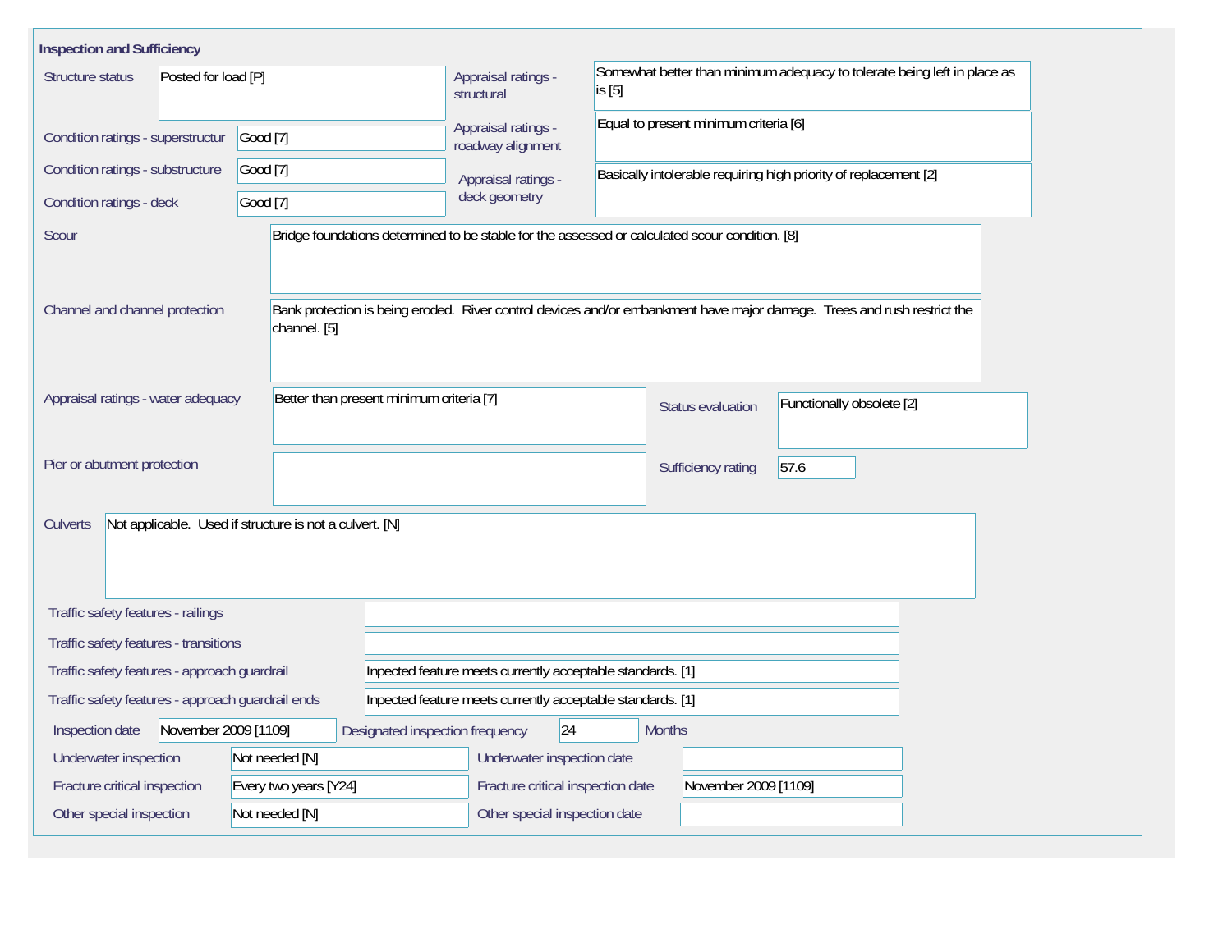## Inspection and Sufficiency

| Field | Value |
|---|---|
| Structure status | Posted for load [P] |
| Condition ratings - superstructur | Good [7] |
| Condition ratings - substructure | Good [7] |
| Condition ratings - deck | Good [7] |
| Appraisal ratings - structural | Somewhat better than minimum adequacy to tolerate being left in place as is [5] |
| Appraisal ratings - roadway alignment | Equal to present minimum criteria [6] |
| Appraisal ratings - deck geometry | Basically intolerable requiring high priority of replacement [2] |
| Scour | Bridge foundations determined to be stable for the assessed or calculated scour condition. [8] |
| Channel and channel protection | Bank protection is being eroded. River control devices and/or embankment have major damage. Trees and rush restrict the channel. [5] |
| Appraisal ratings - water adequacy | Better than present minimum criteria [7] |
| Status evaluation | Functionally obsolete [2] |
| Pier or abutment protection | |
| Sufficiency rating | 57.6 |
| Culverts | Not applicable. Used if structure is not a culvert. [N] |
| Traffic safety features - railings | |
| Traffic safety features - transitions | |
| Traffic safety features - approach guardrail | Inpected feature meets currently acceptable standards. [1] |
| Traffic safety features - approach guardrail ends | Inpected feature meets currently acceptable standards. [1] |
| Inspection date | November 2009 [1109] |
| Designated inspection frequency | 24 Months |
| Underwater inspection | Not needed [N] |
| Underwater inspection date | |
| Fracture critical inspection | Every two years [Y24] |
| Fracture critical inspection date | November 2009 [1109] |
| Other special inspection | Not needed [N] |
| Other special inspection date | |